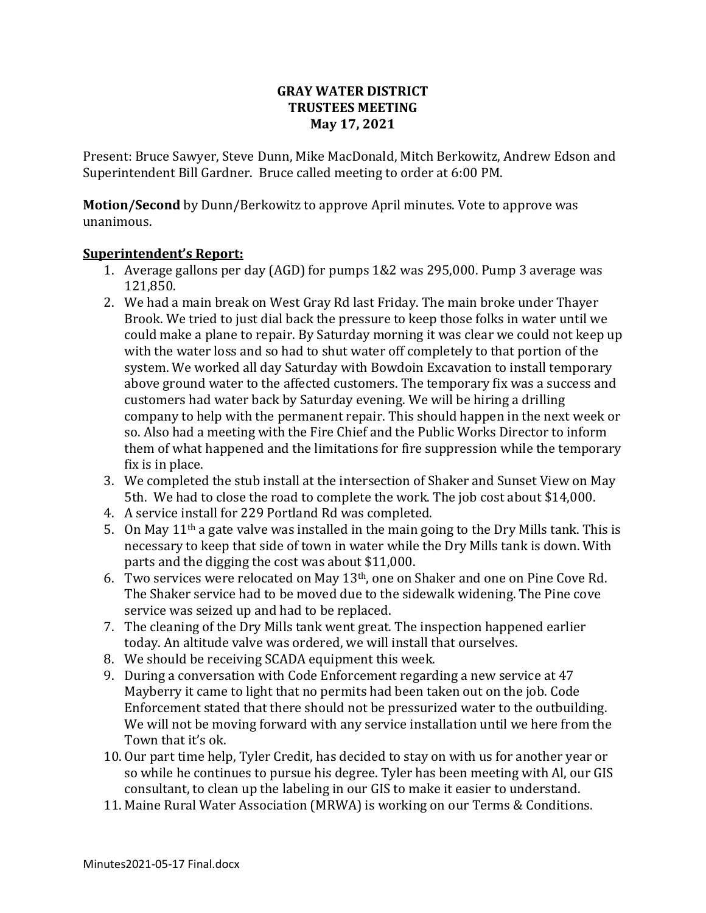**GRAY WATER DISTRICT**
**TRUSTEES MEETING**
**May 17, 2021**

Present: Bruce Sawyer, Steve Dunn, Mike MacDonald, Mitch Berkowitz, Andrew Edson and Superintendent Bill Gardner. Bruce called meeting to order at 6:00 PM.

**Motion/Second** by Dunn/Berkowitz to approve April minutes. Vote to approve was unanimous.

**<u>Superintendent's Report:</u>**

1. Average gallons per day (AGD) for pumps 1&2 was 295,000. Pump 3 average was 121,850.
2. We had a main break on West Gray Rd last Friday. The main broke under Thayer Brook. We tried to just dial back the pressure to keep those folks in water until we could make a plane to repair. By Saturday morning it was clear we could not keep up with the water loss and so had to shut water off completely to that portion of the system. We worked all day Saturday with Bowdoin Excavation to install temporary above ground water to the affected customers. The temporary fix was a success and customers had water back by Saturday evening. We will be hiring a drilling company to help with the permanent repair. This should happen in the next week or so. Also had a meeting with the Fire Chief and the Public Works Director to inform them of what happened and the limitations for fire suppression while the temporary fix is in place.
3. We completed the stub install at the intersection of Shaker and Sunset View on May 5th. We had to close the road to complete the work. The job cost about $14,000.
4. A service install for 229 Portland Rd was completed.
5. On May 11th a gate valve was installed in the main going to the Dry Mills tank. This is necessary to keep that side of town in water while the Dry Mills tank is down. With parts and the digging the cost was about $11,000.
6. Two services were relocated on May 13th, one on Shaker and one on Pine Cove Rd. The Shaker service had to be moved due to the sidewalk widening. The Pine cove service was seized up and had to be replaced.
7. The cleaning of the Dry Mills tank went great. The inspection happened earlier today. An altitude valve was ordered, we will install that ourselves.
8. We should be receiving SCADA equipment this week.
9. During a conversation with Code Enforcement regarding a new service at 47 Mayberry it came to light that no permits had been taken out on the job. Code Enforcement stated that there should not be pressurized water to the outbuilding. We will not be moving forward with any service installation until we here from the Town that it's ok.
10. Our part time help, Tyler Credit, has decided to stay on with us for another year or so while he continues to pursue his degree. Tyler has been meeting with Al, our GIS consultant, to clean up the labeling in our GIS to make it easier to understand.
11. Maine Rural Water Association (MRWA) is working on our Terms & Conditions.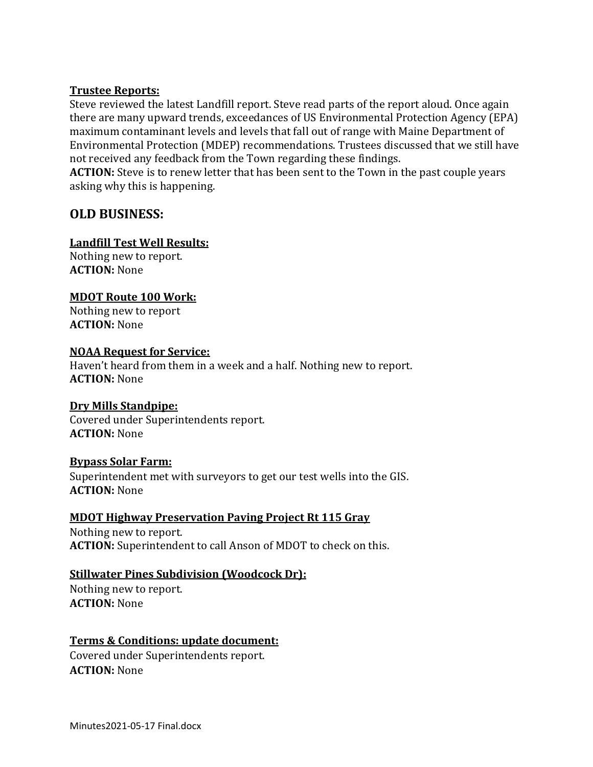**Trustee Reports:**
Steve reviewed the latest Landfill report. Steve read parts of the report aloud. Once again there are many upward trends, exceedances of US Environmental Protection Agency (EPA) maximum contaminant levels and levels that fall out of range with Maine Department of Environmental Protection (MDEP) recommendations. Trustees discussed that we still have not received any feedback from the Town regarding these findings.
**ACTION:** Steve is to renew letter that has been sent to the Town in the past couple years asking why this is happening.

## OLD BUSINESS:

**Landfill Test Well Results:**
Nothing new to report.
**ACTION:** None

**MDOT Route 100 Work:**
Nothing new to report
**ACTION:** None

**NOAA Request for Service:**
Haven't heard from them in a week and a half. Nothing new to report.
**ACTION:** None

**Dry Mills Standpipe:**
Covered under Superintendents report.
**ACTION:** None

**Bypass Solar Farm:**
Superintendent met with surveyors to get our test wells into the GIS.
**ACTION:** None

**MDOT Highway Preservation Paving Project Rt 115 Gray**
Nothing new to report.
**ACTION:** Superintendent to call Anson of MDOT to check on this.

**Stillwater Pines Subdivision (Woodcock Dr):**
Nothing new to report.
**ACTION:** None

**Terms & Conditions: update document:**
Covered under Superintendents report.
**ACTION:** None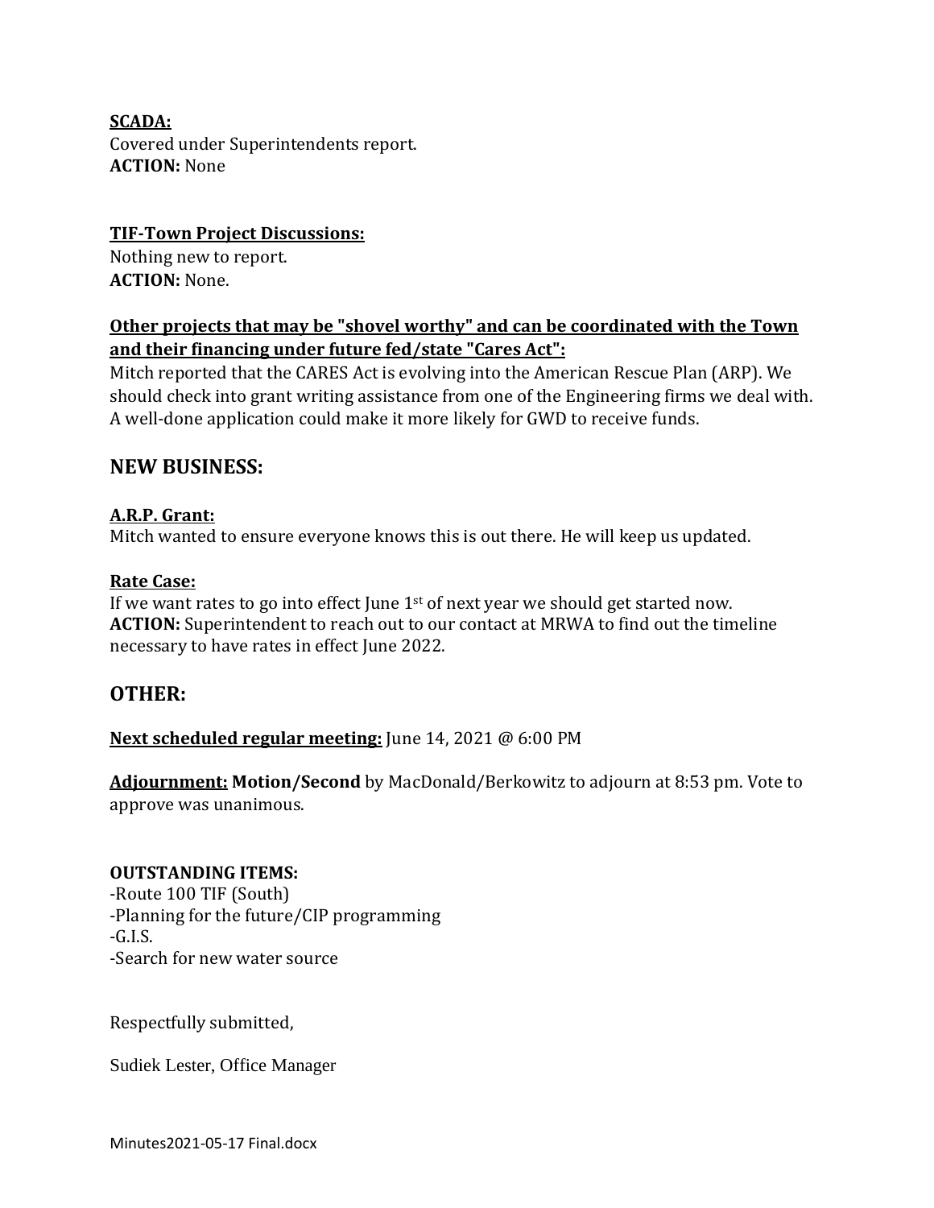**SCADA:**
Covered under Superintendents report.
**ACTION:** None

**TIF-Town Project Discussions:**
Nothing new to report.
**ACTION:** None.

**Other projects that may be "shovel worthy" and can be coordinated with the Town and their financing under future fed/state "Cares Act":**
Mitch reported that the CARES Act is evolving into the American Rescue Plan (ARP). We should check into grant writing assistance from one of the Engineering firms we deal with. A well-done application could make it more likely for GWD to receive funds.

## NEW BUSINESS:

**A.R.P. Grant:**
Mitch wanted to ensure everyone knows this is out there. He will keep us updated.

**Rate Case:**
If we want rates to go into effect June 1st of next year we should get started now.
**ACTION:** Superintendent to reach out to our contact at MRWA to find out the timeline necessary to have rates in effect June 2022.

## OTHER:

**Next scheduled regular meeting:** June 14, 2021 @ 6:00 PM

**Adjournment:** **Motion/Second** by MacDonald/Berkowitz to adjourn at 8:53 pm. Vote to approve was unanimous.

**OUTSTANDING ITEMS:**
-Route 100 TIF (South)
-Planning for the future/CIP programming
-G.I.S.
-Search for new water source

Respectfully submitted,

Sudiek Lester, Office Manager

Minutes2021-05-17 Final.docx